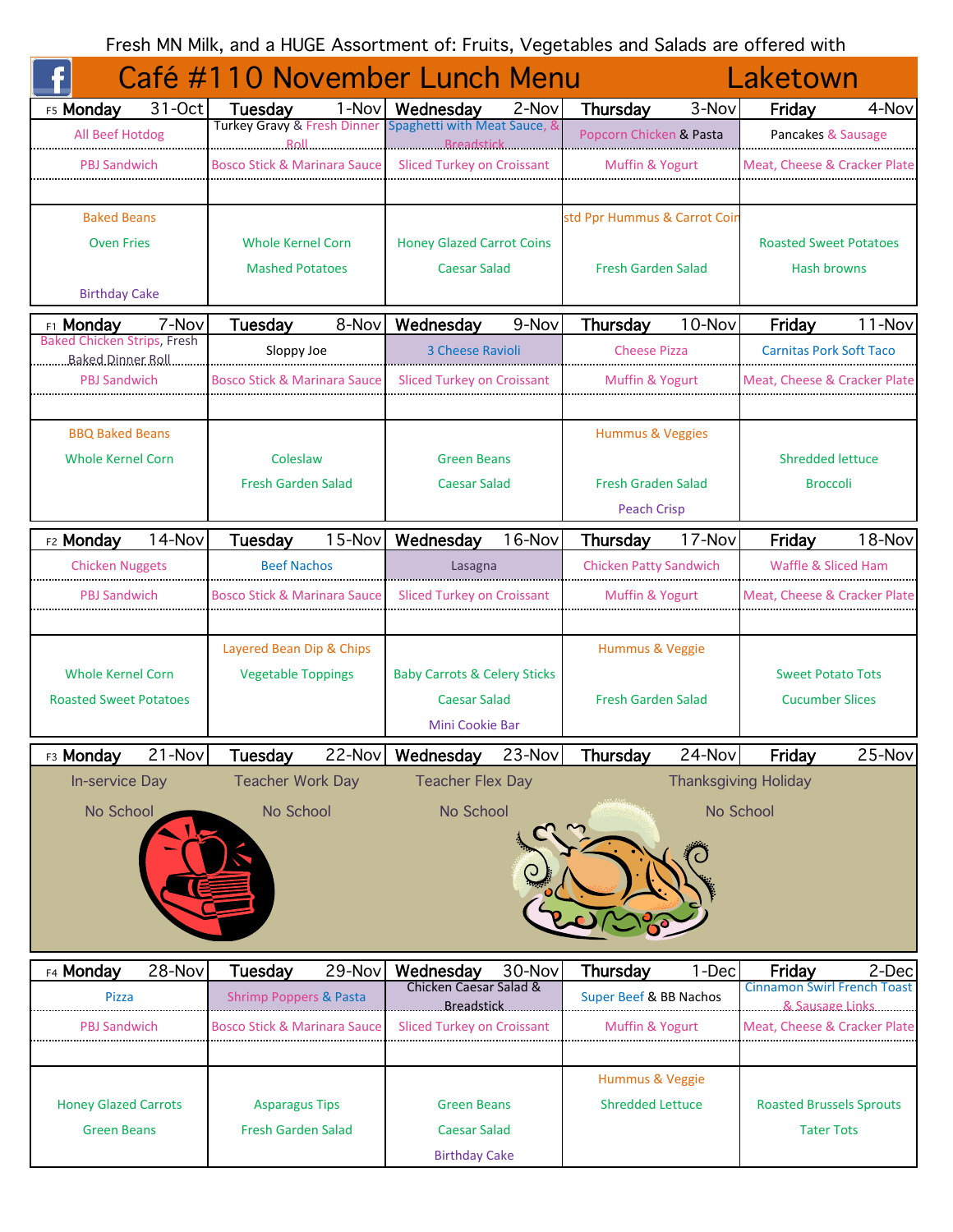Fresh MN Milk, and a HUGE Assortment of: Fruits, Vegetables and Salads are offered with

# Café #110 November Lunch Menu — Laketown

| F5 Monday 31-Oct | Tuesday 1-Nov | Wednesday 2-Nov | Thursday 3-Nov | Friday 4-Nov |
|---|---|---|---|---|
| All Beef Hotdog | Turkey Gravy & Fresh Dinner Roll | Spaghetti with Meat Sauce, & Breadstick | Popcorn Chicken & Pasta | Pancakes & Sausage |
| PBJ Sandwich | Bosco Stick & Marinara Sauce | Sliced Turkey on Croissant | Muffin & Yogurt | Meat, Cheese & Cracker Plate |
| Baked Beans<br>Oven Fries<br>Birthday Cake | Whole Kernel Corn<br>Mashed Potatoes | Honey Glazed Carrot Coins<br>Caesar Salad | std Ppr Hummus & Carrot Coin<br>Fresh Garden Salad | Roasted Sweet Potatoes<br>Hash browns |

| F1 Monday 7-Nov | Tuesday 8-Nov | Wednesday 9-Nov | Thursday 10-Nov | Friday 11-Nov |
|---|---|---|---|---|
| Baked Chicken Strips, Fresh Baked Dinner Roll | Sloppy Joe | 3 Cheese Ravioli | Cheese Pizza | Carnitas Pork Soft Taco |
| PBJ Sandwich | Bosco Stick & Marinara Sauce | Sliced Turkey on Croissant | Muffin & Yogurt | Meat, Cheese & Cracker Plate |
| BBQ Baked Beans<br>Whole Kernel Corn | Coleslaw<br>Fresh Garden Salad | Green Beans<br>Caesar Salad | Hummus & Veggies<br>Fresh Graden Salad<br>Peach Crisp | Shredded lettuce<br>Broccoli |

| F2 Monday 14-Nov | Tuesday 15-Nov | Wednesday 16-Nov | Thursday 17-Nov | Friday 18-Nov |
|---|---|---|---|---|
| Chicken Nuggets | Beef Nachos | Lasagna | Chicken Patty Sandwich | Waffle & Sliced Ham |
| PBJ Sandwich | Bosco Stick & Marinara Sauce | Sliced Turkey on Croissant | Muffin & Yogurt | Meat, Cheese & Cracker Plate |
| Whole Kernel Corn<br>Roasted Sweet Potatoes | Layered Bean Dip & Chips<br>Vegetable Toppings | Baby Carrots & Celery Sticks<br>Caesar Salad<br>Mini Cookie Bar | Hummus & Veggie<br>Fresh Garden Salad | Sweet Potato Tots<br>Cucumber Slices |

| F3 Monday 21-Nov | Tuesday 22-Nov | Wednesday 23-Nov | Thursday 24-Nov | Friday 25-Nov |
|---|---|---|---|---|
| In-service Day<br>No School | Teacher Work Day<br>No School | Teacher Flex Day<br>No School | Thanksgiving Holiday<br>No School | |

| F4 Monday 28-Nov | Tuesday 29-Nov | Wednesday 30-Nov | Thursday 1-Dec | Friday 2-Dec |
|---|---|---|---|---|
| Pizza | Shrimp Poppers & Pasta | Chicken Caesar Salad & Breadstick | Super Beef & BB Nachos | Cinnamon Swirl French Toast & Sausage Links |
| PBJ Sandwich | Bosco Stick & Marinara Sauce | Sliced Turkey on Croissant | Muffin & Yogurt | Meat, Cheese & Cracker Plate |
| Honey Glazed Carrots<br>Green Beans | Asparagus Tips<br>Fresh Garden Salad | Green Beans<br>Caesar Salad<br>Birthday Cake | Hummus & Veggie<br>Shredded Lettuce | Roasted Brussels Sprouts<br>Tater Tots |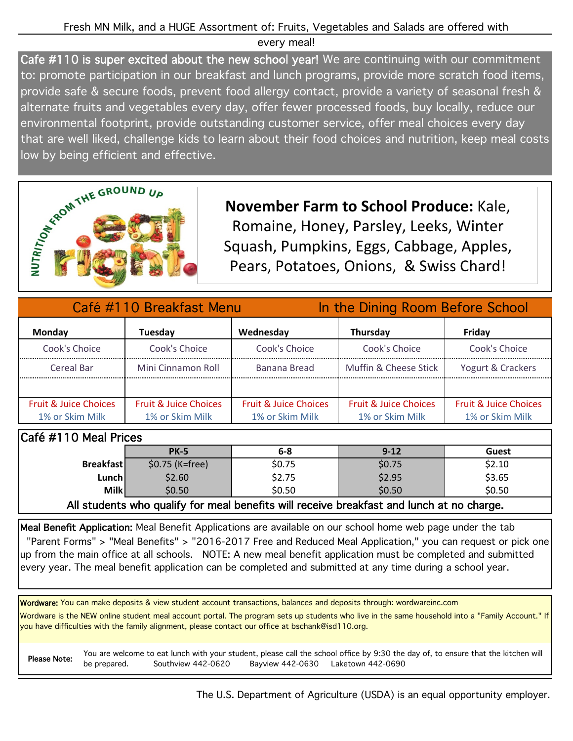Fresh MN Milk, and a HUGE Assortment of: Fruits, Vegetables and Salads are offered with every meal!

**Cafe #110 is super excited about the new school year!** We are continuing with our commitment to: promote participation in our breakfast and lunch programs, provide more scratch food items, provide safe & secure foods, prevent food allergy contact, provide a variety of seasonal fresh & alternate fruits and vegetables every day, offer fewer processed foods, buy locally, reduce our environmental footprint, provide outstanding customer service, offer meal choices every day that are well liked, challenge kids to learn about their food choices and nutrition, keep meal costs low by being efficient and effective.

NUTRITION FROM THE GROUND UP eat right.

**November Farm to School Produce:** Kale, Romaine, Honey, Parsley, Leeks, Winter Squash, Pumpkins, Eggs, Cabbage, Apples, Pears, Potatoes, Onions, & Swiss Chard!

## Café #110 Breakfast Menu — In the Dining Room Before School

| Monday | Tuesday | Wednesday | Thursday | Friday |
|---|---|---|---|---|
| Cook's Choice | Cook's Choice | Cook's Choice | Cook's Choice | Cook's Choice |
| Cereal Bar | Mini Cinnamon Roll | Banana Bread | Muffin & Cheese Stick | Yogurt & Crackers |
| | | | | |
| Fruit & Juice Choices<br>1% or Skim Milk | Fruit & Juice Choices<br>1% or Skim Milk | Fruit & Juice Choices<br>1% or Skim Milk | Fruit & Juice Choices<br>1% or Skim Milk | Fruit & Juice Choices<br>1% or Skim Milk |

## Café #110 Meal Prices

| | PK-5 | 6-8 | 9-12 | Guest |
|---|---|---|---|---|
| **Breakfast** | $0.75 (K=free) | $0.75 | $0.75 | $2.10 |
| **Lunch** | $2.60 | $2.75 | $2.95 | $3.65 |
| **Milk** | $0.50 | $0.50 | $0.50 | $0.50 |

**All students who qualify for meal benefits will receive breakfast and lunch at no charge.**

**Meal Benefit Application:** Meal Benefit Applications are available on our school home web page under the tab "Parent Forms" > "Meal Benefits" > "2016-2017 Free and Reduced Meal Application," you can request or pick one up from the main office at all schools. NOTE: A new meal benefit application must be completed and submitted every year. The meal benefit application can be completed and submitted at any time during a school year.

**Wordware:** You can make deposits & view student account transactions, balances and deposits through: wordwareinc.com

Wordware is the NEW online student meal account portal. The program sets up students who live in the same household into a "Family Account." If you have difficulties with the family alignment, please contact our office at bschank@isd110.org.

**Please Note:** You are welcome to eat lunch with your student, please call the school office by 9:30 the day of, to ensure that the kitchen will be prepared. Southview 442-0620 Bayview 442-0630 Laketown 442-0690

The U.S. Department of Agriculture (USDA) is an equal opportunity employer.